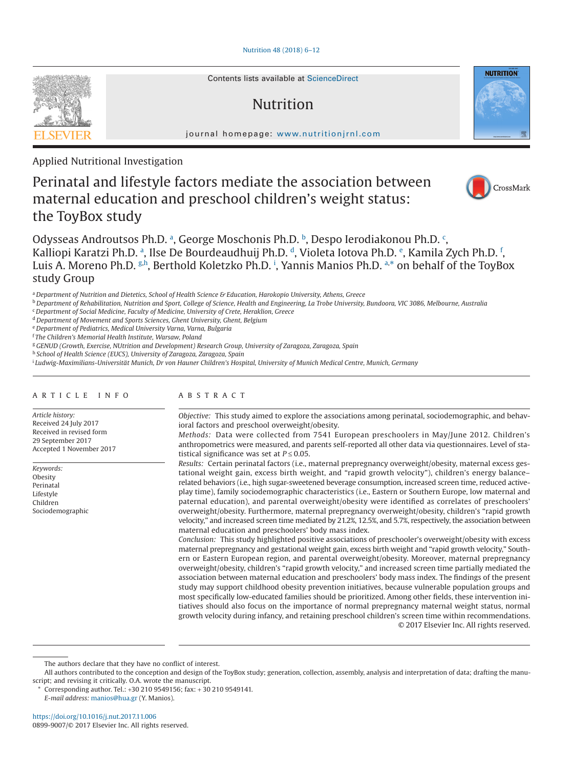Contents lists available at ScienceDirect

# Nutrition

journal homepage: www.nutritionjrnl.com

Applied Nutritional Investigation

# Perinatal and lifestyle factors mediate the association between maternal education and preschool children's weight status: the ToyBox study

Odysseas Androutsos Ph.D. [a], George Moschonis Ph.D. [b], Despo Ierodiakonou Ph.D. [c], Kalliopi Karatzi Ph.D. [a], Ilse De Bourdeaudhuij Ph.D. [d], Violeta Iotova Ph.D. [e], Kamila Zych Ph.D. [f], Luis A. Moreno Ph.D. [g,h], Berthold Koletzko Ph.D. [i], Yannis Manios Ph.D. [a,*] on behalf of the ToyBox study Group

[a] Department of Nutrition and Dietetics, School of Health Science & Education, Harokopio University, Athens, Greece
[b] Department of Rehabilitation, Nutrition and Sport, College of Science, Health and Engineering, La Trobe University, Bundoora, VIC 3086, Melbourne, Australia
[c] Department of Social Medicine, Faculty of Medicine, University of Crete, Heraklion, Greece
[d] Department of Movement and Sports Sciences, Ghent University, Ghent, Belgium
[e] Department of Pediatrics, Medical University Varna, Varna, Bulgaria
[f] The Children's Memorial Health Institute, Warsaw, Poland
[g] GENUD (Growth, Exercise, NUtrition and Development) Research Group, University of Zaragoza, Zaragoza, Spain
[h] School of Health Science (EUCS), University of Zaragoza, Zaragoza, Spain
[i] Ludwig-Maximilians-Universität Munich, Dr von Hauner Children's Hospital, University of Munich Medical Centre, Munich, Germany

## ARTICLE INFO

*Article history:*
Received 24 July 2017
Received in revised form
29 September 2017
Accepted 1 November 2017

*Keywords:*
Obesity
Perinatal
Lifestyle
Children
Sociodemographic

## ABSTRACT

*Objective:* This study aimed to explore the associations among perinatal, sociodemographic, and behavioral factors and preschool overweight/obesity.

*Methods:* Data were collected from 7541 European preschoolers in May/June 2012. Children's anthropometrics were measured, and parents self-reported all other data via questionnaires. Level of statistical significance was set at $P \leq 0.05$.

*Results:* Certain perinatal factors (i.e., maternal prepregnancy overweight/obesity, maternal excess gestational weight gain, excess birth weight, and "rapid growth velocity"), children's energy balance–related behaviors (i.e., high sugar-sweetened beverage consumption, increased screen time, reduced active-play time), family sociodemographic characteristics (i.e., Eastern or Southern Europe, low maternal and paternal education), and parental overweight/obesity were identified as correlates of preschoolers' overweight/obesity. Furthermore, maternal prepregnancy overweight/obesity, children's "rapid growth velocity," and increased screen time mediated by 21.2%, 12.5%, and 5.7%, respectively, the association between maternal education and preschoolers' body mass index.

*Conclusion:* This study highlighted positive associations of preschooler's overweight/obesity with excess maternal prepregnancy and gestational weight gain, excess birth weight and "rapid growth velocity," Southern or Eastern European region, and parental overweight/obesity. Moreover, maternal prepregnancy overweight/obesity, children's "rapid growth velocity," and increased screen time partially mediated the association between maternal education and preschoolers' body mass index. The findings of the present study may support childhood obesity prevention initiatives, because vulnerable population groups and most specifically low-educated families should be prioritized. Among other fields, these intervention initiatives should also focus on the importance of normal prepregnancy maternal weight status, normal growth velocity during infancy, and retaining preschool children's screen time within recommendations.

© 2017 Elsevier Inc. All rights reserved.

---

The authors declare that they have no conflict of interest.

All authors contributed to the conception and design of the ToyBox study; generation, collection, assembly, analysis and interpretation of data; drafting the manuscript; and revising it critically. O.A. wrote the manuscript.

\* Corresponding author. Tel.: +30 210 9549156; fax: + 30 210 9549141.
*E-mail address:* manios@hua.gr (Y. Manios).

https://doi.org/10.1016/j.nut.2017.11.006
0899-9007/© 2017 Elsevier Inc. All rights reserved.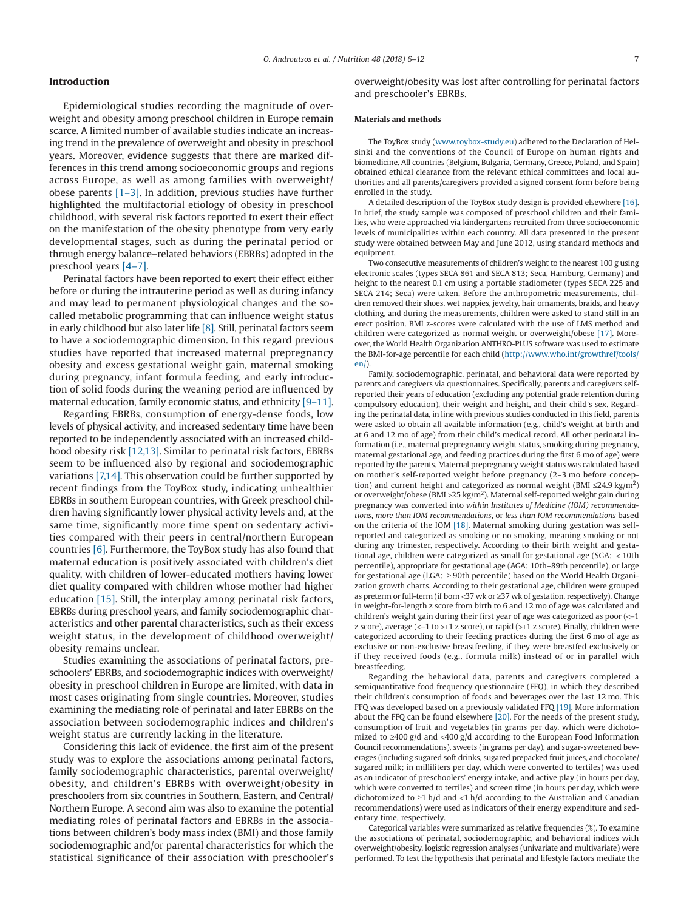## Introduction

Epidemiological studies recording the magnitude of overweight and obesity among preschool children in Europe remain scarce. A limited number of available studies indicate an increasing trend in the prevalence of overweight and obesity in preschool years. Moreover, evidence suggests that there are marked differences in this trend among socioeconomic groups and regions across Europe, as well as among families with overweight/obese parents [1–3]. In addition, previous studies have further highlighted the multifactorial etiology of obesity in preschool childhood, with several risk factors reported to exert their effect on the manifestation of the obesity phenotype from very early developmental stages, such as during the perinatal period or through energy balance–related behaviors (EBRBs) adopted in the preschool years [4–7].

Perinatal factors have been reported to exert their effect either before or during the intrauterine period as well as during infancy and may lead to permanent physiological changes and the so-called metabolic programming that can influence weight status in early childhood but also later life [8]. Still, perinatal factors seem to have a sociodemographic dimension. In this regard previous studies have reported that increased maternal prepregnancy obesity and excess gestational weight gain, maternal smoking during pregnancy, infant formula feeding, and early introduction of solid foods during the weaning period are influenced by maternal education, family economic status, and ethnicity [9–11].

Regarding EBRBs, consumption of energy-dense foods, low levels of physical activity, and increased sedentary time have been reported to be independently associated with an increased childhood obesity risk [12,13]. Similar to perinatal risk factors, EBRBs seem to be influenced also by regional and sociodemographic variations [7,14]. This observation could be further supported by recent findings from the ToyBox study, indicating unhealthier EBRBs in southern European countries, with Greek preschool children having significantly lower physical activity levels and, at the same time, significantly more time spent on sedentary activities compared with their peers in central/northern European countries [6]. Furthermore, the ToyBox study has also found that maternal education is positively associated with children's diet quality, with children of lower-educated mothers having lower diet quality compared with children whose mother had higher education [15]. Still, the interplay among perinatal risk factors, EBRBs during preschool years, and family sociodemographic characteristics and other parental characteristics, such as their excess weight status, in the development of childhood overweight/obesity remains unclear.

Studies examining the associations of perinatal factors, preschoolers' EBRBs, and sociodemographic indices with overweight/obesity in preschool children in Europe are limited, with data in most cases originating from single countries. Moreover, studies examining the mediating role of perinatal and later EBRBs on the association between sociodemographic indices and children's weight status are currently lacking in the literature.

Considering this lack of evidence, the first aim of the present study was to explore the associations among perinatal factors, family sociodemographic characteristics, parental overweight/obesity, and children's EBRBs with overweight/obesity in preschoolers from six countries in Southern, Eastern, and Central/Northern Europe. A second aim was also to examine the potential mediating roles of perinatal factors and EBRBs in the associations between children's body mass index (BMI) and those family sociodemographic and/or parental characteristics for which the statistical significance of their association with preschooler's overweight/obesity was lost after controlling for perinatal factors and preschooler's EBRBs.

## Materials and methods

The ToyBox study (www.toybox-study.eu) adhered to the Declaration of Helsinki and the conventions of the Council of Europe on human rights and biomedicine. All countries (Belgium, Bulgaria, Germany, Greece, Poland, and Spain) obtained ethical clearance from the relevant ethical committees and local authorities and all parents/caregivers provided a signed consent form before being enrolled in the study.

A detailed description of the ToyBox study design is provided elsewhere [16]. In brief, the study sample was composed of preschool children and their families, who were approached via kindergartens recruited from three socioeconomic levels of municipalities within each country. All data presented in the present study were obtained between May and June 2012, using standard methods and equipment.

Two consecutive measurements of children's weight to the nearest 100 g using electronic scales (types SECA 861 and SECA 813; Seca, Hamburg, Germany) and height to the nearest 0.1 cm using a portable stadiometer (types SECA 225 and SECA 214; Seca) were taken. Before the anthropometric measurements, children removed their shoes, wet nappies, jewelry, hair ornaments, braids, and heavy clothing, and during the measurements, children were asked to stand still in an erect position. BMI z-scores were calculated with the use of LMS method and children were categorized as normal weight or overweight/obese [17]. Moreover, the World Health Organization ANTHRO-PLUS software was used to estimate the BMI-for-age percentile for each child (http://www.who.int/growthref/tools/en/).

Family, sociodemographic, perinatal, and behavioral data were reported by parents and caregivers via questionnaires. Specifically, parents and caregivers self-reported their years of education (excluding any potential grade retention during compulsory education), their weight and height, and their child's sex. Regarding the perinatal data, in line with previous studies conducted in this field, parents were asked to obtain all available information (e.g., child's weight at birth and at 6 and 12 mo of age) from their child's medical record. All other perinatal information (i.e., maternal prepregnancy weight status, smoking during pregnancy, maternal gestational age, and feeding practices during the first 6 mo of age) were reported by the parents. Maternal prepregnancy weight status was calculated based on mother's self-reported weight before pregnancy (2–3 mo before conception) and current height and categorized as normal weight (BMI ≤24.9 kg/m$^2$) or overweight/obese (BMI >25 kg/m$^2$). Maternal self-reported weight gain during pregnancy was converted into *within Institutes of Medicine (IOM) recommendations*, *more than IOM recommendations*, or *less than IOM recommendations* based on the criteria of the IOM [18]. Maternal smoking during gestation was self-reported and categorized as smoking or no smoking, meaning smoking or not during any trimester, respectively. According to their birth weight and gestational age, children were categorized as small for gestational age (SGA: < 10th percentile), appropriate for gestational age (AGA: 10th–89th percentile), or large for gestational age (LGA: ≥ 90th percentile) based on the World Health Organization growth charts. According to their gestational age, children were grouped as preterm or full-term (if born <37 wk or ≥37 wk of gestation, respectively). Change in weight-for-length z score from birth to 6 and 12 mo of age was calculated and children's weight gain during their first year of age was categorized as poor (<–1 z score), average (<–1 to >+1 z score), or rapid (>+1 z score). Finally, children were categorized according to their feeding practices during the first 6 mo of age as exclusive or non-exclusive breastfeeding, if they were breastfed exclusively or if they received foods (e.g., formula milk) instead of or in parallel with breastfeeding.

Regarding the behavioral data, parents and caregivers completed a semiquantitative food frequency questionnaire (FFQ), in which they described their children's consumption of foods and beverages over the last 12 mo. This FFQ was developed based on a previously validated FFQ [19]. More information about the FFQ can be found elsewhere [20]. For the needs of the present study, consumption of fruit and vegetables (in grams per day, which were dichotomized to ≥400 g/d and <400 g/d according to the European Food Information Council recommendations), sweets (in grams per day), and sugar-sweetened beverages (including sugared soft drinks, sugared prepacked fruit juices, and chocolate/sugared milk; in milliliters per day, which were converted to tertiles) was used as an indicator of preschoolers' energy intake, and active play (in hours per day, which were converted to tertiles) and screen time (in hours per day, which were dichotomized to ≥1 h/d and <1 h/d according to the Australian and Canadian recommendations) were used as indicators of their energy expenditure and sedentary time, respectively.

Categorical variables were summarized as relative frequencies (%). To examine the associations of perinatal, sociodemographic, and behavioral indices with overweight/obesity, logistic regression analyses (univariate and multivariate) were performed. To test the hypothesis that perinatal and lifestyle factors mediate the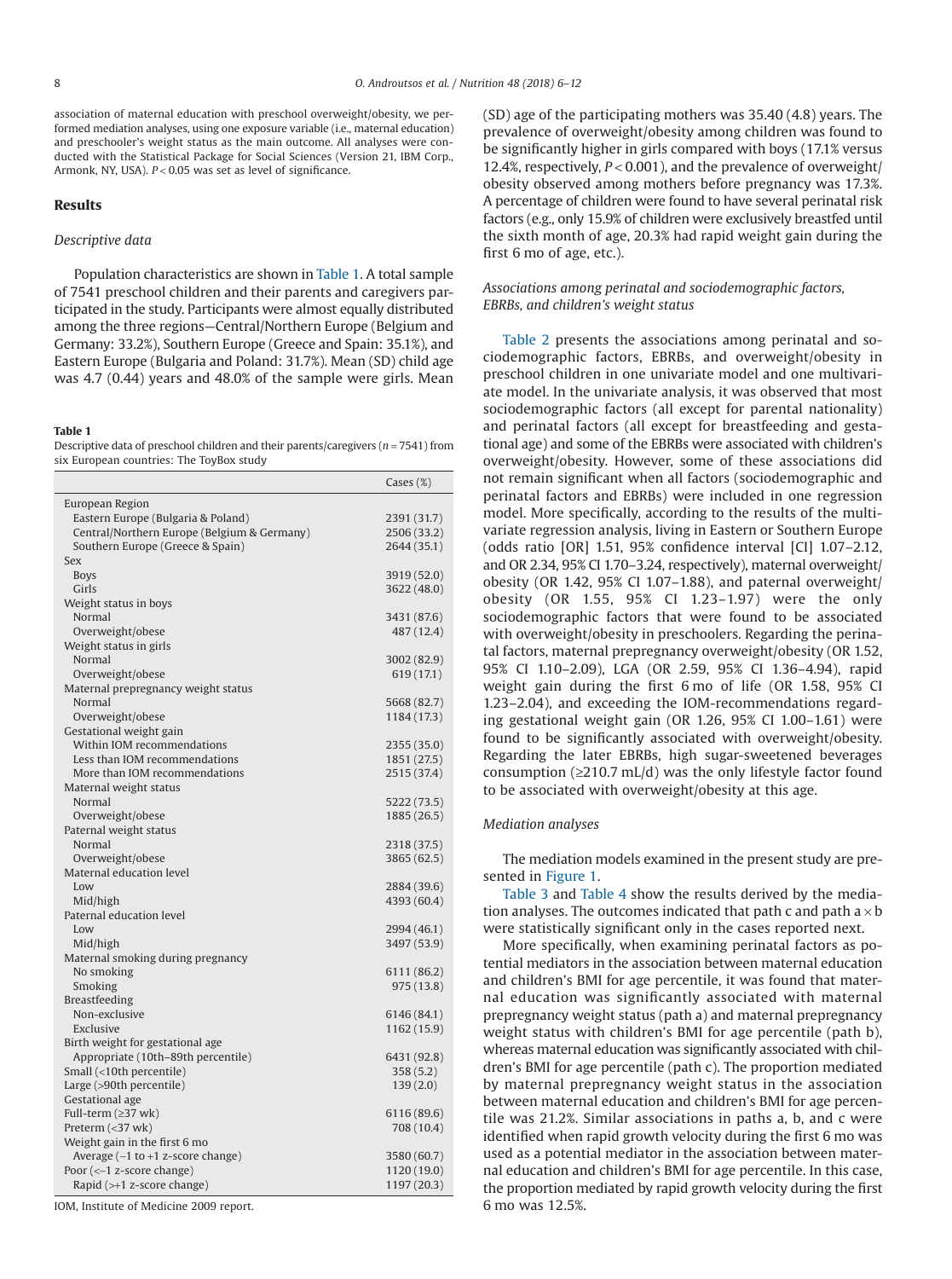association of maternal education with preschool overweight/obesity, we performed mediation analyses, using one exposure variable (i.e., maternal education) and preschooler's weight status as the main outcome. All analyses were conducted with the Statistical Package for Social Sciences (Version 21, IBM Corp., Armonk, NY, USA). $P < 0.05$ was set as level of significance.

## Results

### *Descriptive data*

Population characteristics are shown in Table 1. A total sample of 7541 preschool children and their parents and caregivers participated in the study. Participants were almost equally distributed among the three regions—Central/Northern Europe (Belgium and Germany: 33.2%), Southern Europe (Greece and Spain: 35.1%), and Eastern Europe (Bulgaria and Poland: 31.7%). Mean (SD) child age was 4.7 (0.44) years and 48.0% of the sample were girls. Mean (SD) age of the participating mothers was 35.40 (4.8) years. The prevalence of overweight/obesity among children was found to be significantly higher in girls compared with boys (17.1% versus 12.4%, respectively, $P < 0.001$), and the prevalence of overweight/obesity observed among mothers before pregnancy was 17.3%. A percentage of children were found to have several perinatal risk factors (e.g., only 15.9% of children were exclusively breastfed until the sixth month of age, 20.3% had rapid weight gain during the first 6 mo of age, etc.).

**Table 1**
Descriptive data of preschool children and their parents/caregivers ($n = 7541$) from six European countries: The ToyBox study

| | Cases (%) |
|---|---|
| European Region | |
| Eastern Europe (Bulgaria & Poland) | 2391 (31.7) |
| Central/Northern Europe (Belgium & Germany) | 2506 (33.2) |
| Southern Europe (Greece & Spain) | 2644 (35.1) |
| Sex | |
| Boys | 3919 (52.0) |
| Girls | 3622 (48.0) |
| Weight status in boys | |
| Normal | 3431 (87.6) |
| Overweight/obese | 487 (12.4) |
| Weight status in girls | |
| Normal | 3002 (82.9) |
| Overweight/obese | 619 (17.1) |
| Maternal prepregnancy weight status | |
| Normal | 5668 (82.7) |
| Overweight/obese | 1184 (17.3) |
| Gestational weight gain | |
| Within IOM recommendations | 2355 (35.0) |
| Less than IOM recommendations | 1851 (27.5) |
| More than IOM recommendations | 2515 (37.4) |
| Maternal weight status | |
| Normal | 5222 (73.5) |
| Overweight/obese | 1885 (26.5) |
| Paternal weight status | |
| Normal | 2318 (37.5) |
| Overweight/obese | 3865 (62.5) |
| Maternal education level | |
| Low | 2884 (39.6) |
| Mid/high | 4393 (60.4) |
| Paternal education level | |
| Low | 2994 (46.1) |
| Mid/high | 3497 (53.9) |
| Maternal smoking during pregnancy | |
| No smoking | 6111 (86.2) |
| Smoking | 975 (13.8) |
| Breastfeeding | |
| Non-exclusive | 6146 (84.1) |
| Exclusive | 1162 (15.9) |
| Birth weight for gestational age | |
| Appropriate (10th–89th percentile) | 6431 (92.8) |
| Small (<10th percentile) | 358 (5.2) |
| Large (>90th percentile) | 139 (2.0) |
| Gestational age | |
| Full-term (≥37 wk) | 6116 (89.6) |
| Preterm (<37 wk) | 708 (10.4) |
| Weight gain in the first 6 mo | |
| Average (−1 to +1 z-score change) | 3580 (60.7) |
| Poor (<−1 z-score change) | 1120 (19.0) |
| Rapid (>+1 z-score change) | 1197 (20.3) |

IOM, Institute of Medicine 2009 report.

### *Associations among perinatal and sociodemographic factors, EBRBs, and children's weight status*

Table 2 presents the associations among perinatal and sociodemographic factors, EBRBs, and overweight/obesity in preschool children in one univariate model and one multivariate model. In the univariate analysis, it was observed that most sociodemographic factors (all except for parental nationality) and perinatal factors (all except for breastfeeding and gestational age) and some of the EBRBs were associated with children's overweight/obesity. However, some of these associations did not remain significant when all factors (sociodemographic and perinatal factors and EBRBs) were included in one regression model. More specifically, according to the results of the multivariate regression analysis, living in Eastern or Southern Europe (odds ratio [OR] 1.51, 95% confidence interval [CI] 1.07–2.12, and OR 2.34, 95% CI 1.70–3.24, respectively), maternal overweight/obesity (OR 1.42, 95% CI 1.07–1.88), and paternal overweight/obesity (OR 1.55, 95% CI 1.23–1.97) were the only sociodemographic factors that were found to be associated with overweight/obesity in preschoolers. Regarding the perinatal factors, maternal prepregnancy overweight/obesity (OR 1.52, 95% CI 1.10–2.09), LGA (OR 2.59, 95% CI 1.36–4.94), rapid weight gain during the first 6 mo of life (OR 1.58, 95% CI 1.23–2.04), and exceeding the IOM-recommendations regarding gestational weight gain (OR 1.26, 95% CI 1.00–1.61) were found to be significantly associated with overweight/obesity. Regarding the later EBRBs, high sugar-sweetened beverages consumption (≥210.7 mL/d) was the only lifestyle factor found to be associated with overweight/obesity at this age.

### *Mediation analyses*

The mediation models examined in the present study are presented in Figure 1.

Table 3 and Table 4 show the results derived by the mediation analyses. The outcomes indicated that path c and path $a \times b$ were statistically significant only in the cases reported next.

More specifically, when examining perinatal factors as potential mediators in the association between maternal education and children's BMI for age percentile, it was found that maternal education was significantly associated with maternal prepregnancy weight status (path a) and maternal prepregnancy weight status with children's BMI for age percentile (path b), whereas maternal education was significantly associated with children's BMI for age percentile (path c). The proportion mediated by maternal prepregnancy weight status in the association between maternal education and children's BMI for age percentile was 21.2%. Similar associations in paths a, b, and c were identified when rapid growth velocity during the first 6 mo was used as a potential mediator in the association between maternal education and children's BMI for age percentile. In this case, the proportion mediated by rapid growth velocity during the first 6 mo was 12.5%.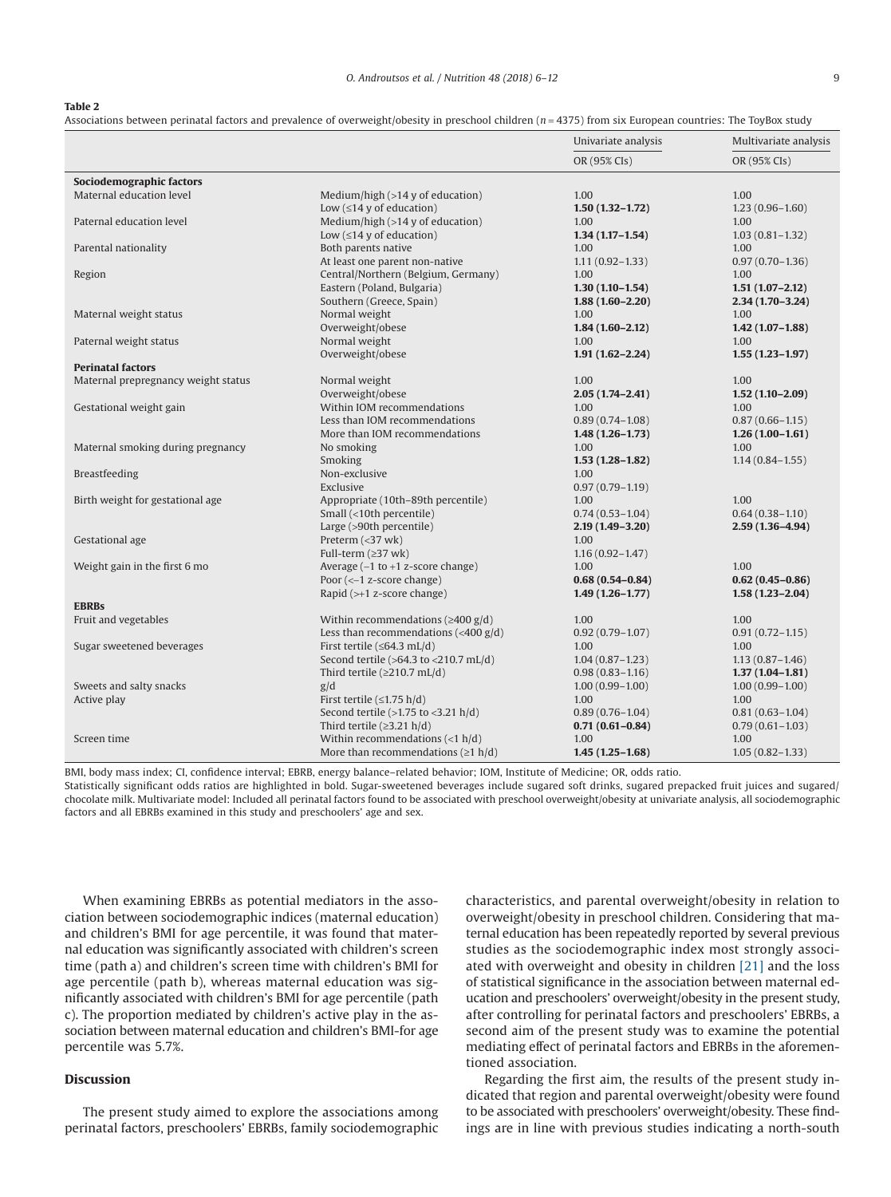**Table 2**

Associations between perinatal factors and prevalence of overweight/obesity in preschool children ($n = 4375$) from six European countries: The ToyBox study

| | | Univariate analysis | Multivariate analysis |
|---|---|---|---|
| | | OR (95% CIs) | OR (95% CIs) |
| **Sociodemographic factors** | | | |
| Maternal education level | Medium/high (>14 y of education) | 1.00 | 1.00 |
| | Low (≤14 y of education) | **1.50 (1.32–1.72)** | 1.23 (0.96–1.60) |
| Paternal education level | Medium/high (>14 y of education) | 1.00 | 1.00 |
| | Low (≤14 y of education) | **1.34 (1.17–1.54)** | 1.03 (0.81–1.32) |
| Parental nationality | Both parents native | 1.00 | 1.00 |
| | At least one parent non-native | 1.11 (0.92–1.33) | 0.97 (0.70–1.36) |
| Region | Central/Northern (Belgium, Germany) | 1.00 | 1.00 |
| | Eastern (Poland, Bulgaria) | **1.30 (1.10–1.54)** | **1.51 (1.07–2.12)** |
| | Southern (Greece, Spain) | **1.88 (1.60–2.20)** | **2.34 (1.70–3.24)** |
| Maternal weight status | Normal weight | 1.00 | 1.00 |
| | Overweight/obese | **1.84 (1.60–2.12)** | **1.42 (1.07–1.88)** |
| Paternal weight status | Normal weight | 1.00 | 1.00 |
| | Overweight/obese | **1.91 (1.62–2.24)** | **1.55 (1.23–1.97)** |
| **Perinatal factors** | | | |
| Maternal prepregnancy weight status | Normal weight | 1.00 | 1.00 |
| | Overweight/obese | **2.05 (1.74–2.41)** | **1.52 (1.10–2.09)** |
| Gestational weight gain | Within IOM recommendations | 1.00 | 1.00 |
| | Less than IOM recommendations | 0.89 (0.74–1.08) | 0.87 (0.66–1.15) |
| | More than IOM recommendations | **1.48 (1.26–1.73)** | **1.26 (1.00–1.61)** |
| Maternal smoking during pregnancy | No smoking | 1.00 | 1.00 |
| | Smoking | **1.53 (1.28–1.82)** | 1.14 (0.84–1.55) |
| Breastfeeding | Non-exclusive | 1.00 | |
| | Exclusive | 0.97 (0.79–1.19) | |
| Birth weight for gestational age | Appropriate (10th–89th percentile) | 1.00 | 1.00 |
| | Small (<10th percentile) | 0.74 (0.53–1.04) | 0.64 (0.38–1.10) |
| | Large (>90th percentile) | **2.19 (1.49–3.20)** | **2.59 (1.36–4.94)** |
| Gestational age | Preterm (<37 wk) | 1.00 | |
| | Full-term (≥37 wk) | 1.16 (0.92–1.47) | |
| Weight gain in the first 6 mo | Average (−1 to +1 z-score change) | 1.00 | 1.00 |
| | Poor (<−1 z-score change) | **0.68 (0.54–0.84)** | **0.62 (0.45–0.86)** |
| | Rapid (>+1 z-score change) | **1.49 (1.26–1.77)** | **1.58 (1.23–2.04)** |
| **EBRBs** | | | |
| Fruit and vegetables | Within recommendations (≥400 g/d) | 1.00 | 1.00 |
| | Less than recommendations (<400 g/d) | 0.92 (0.79–1.07) | 0.91 (0.72–1.15) |
| Sugar sweetened beverages | First tertile (≤64.3 mL/d) | 1.00 | 1.00 |
| | Second tertile (>64.3 to <210.7 mL/d) | 1.04 (0.87–1.23) | 1.13 (0.87–1.46) |
| | Third tertile (≥210.7 mL/d) | 0.98 (0.83–1.16) | **1.37 (1.04–1.81)** |
| Sweets and salty snacks | g/d | 1.00 (0.99–1.00) | 1.00 (0.99–1.00) |
| Active play | First tertile (≤1.75 h/d) | 1.00 | 1.00 |
| | Second tertile (>1.75 to <3.21 h/d) | 0.89 (0.76–1.04) | 0.81 (0.63–1.04) |
| | Third tertile (≥3.21 h/d) | **0.71 (0.61–0.84)** | 0.79 (0.61–1.03) |
| Screen time | Within recommendations (<1 h/d) | 1.00 | 1.00 |
| | More than recommendations (≥1 h/d) | **1.45 (1.25–1.68)** | 1.05 (0.82–1.33) |

BMI, body mass index; CI, confidence interval; EBRB, energy balance–related behavior; IOM, Institute of Medicine; OR, odds ratio.

Statistically significant odds ratios are highlighted in bold. Sugar-sweetened beverages include sugared soft drinks, sugared prepacked fruit juices and sugared/chocolate milk. Multivariate model: Included all perinatal factors found to be associated with preschool overweight/obesity at univariate analysis, all sociodemographic factors and all EBRBs examined in this study and preschoolers' age and sex.

When examining EBRBs as potential mediators in the association between sociodemographic indices (maternal education) and children's BMI for age percentile, it was found that maternal education was significantly associated with children's screen time (path a) and children's screen time with children's BMI for age percentile (path b), whereas maternal education was significantly associated with children's BMI for age percentile (path c). The proportion mediated by children's active play in the association between maternal education and children's BMI-for age percentile was 5.7%.

## Discussion

The present study aimed to explore the associations among perinatal factors, preschoolers' EBRBs, family sociodemographic characteristics, and parental overweight/obesity in relation to overweight/obesity in preschool children. Considering that maternal education has been repeatedly reported by several previous studies as the sociodemographic index most strongly associated with overweight and obesity in children [21] and the loss of statistical significance in the association between maternal education and preschoolers' overweight/obesity in the present study, after controlling for perinatal factors and preschoolers' EBRBs, a second aim of the present study was to examine the potential mediating effect of perinatal factors and EBRBs in the aforementioned association.

Regarding the first aim, the results of the present study indicated that region and parental overweight/obesity were found to be associated with preschoolers' overweight/obesity. These findings are in line with previous studies indicating a north-south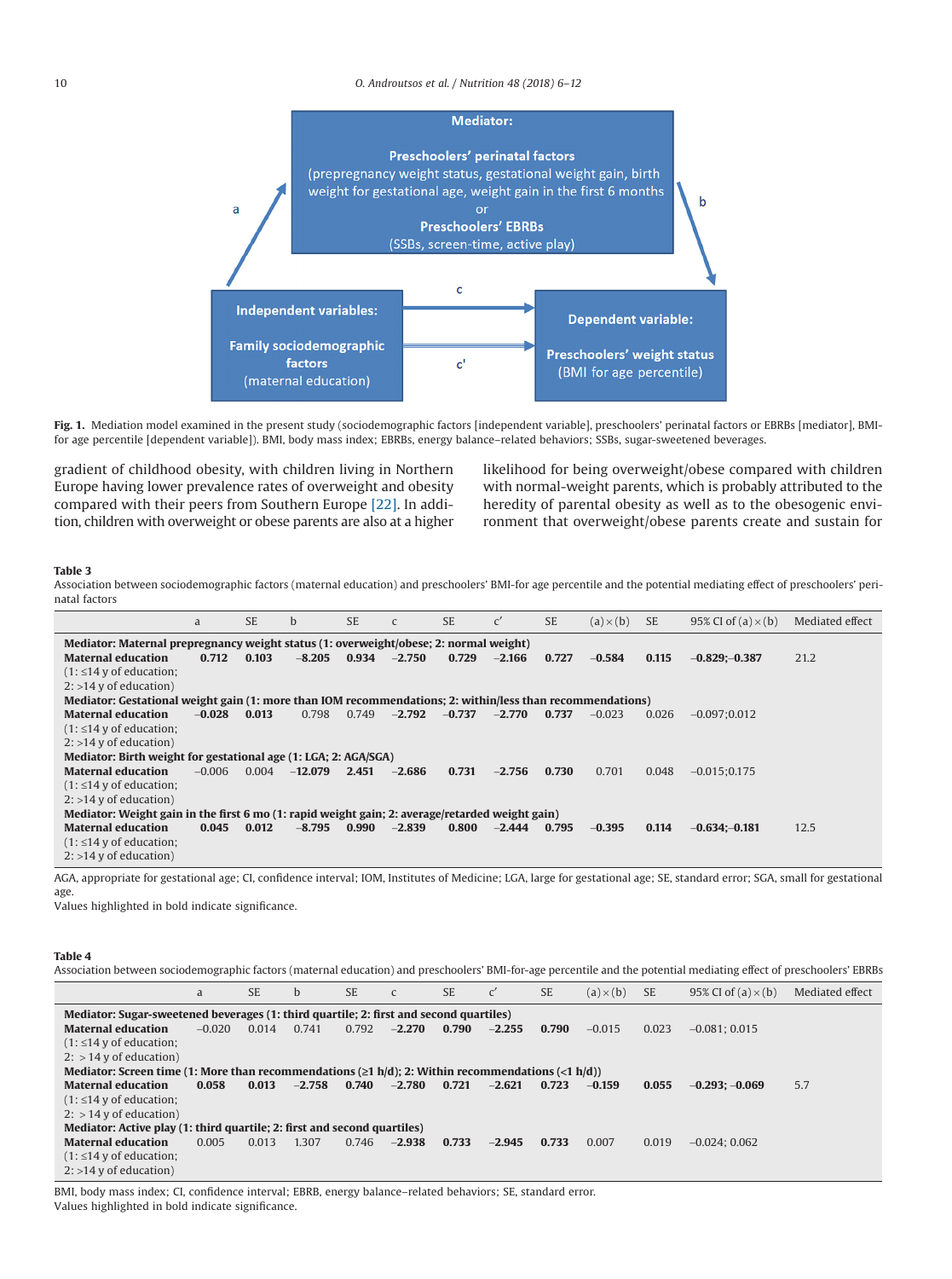Fig. 1. Mediation model examined in the present study (sociodemographic factors [independent variable], preschoolers' perinatal factors or EBRBs [mediator], BMI-for age percentile [dependent variable]). BMI, body mass index; EBRBs, energy balance–related behaviors; SSBs, sugar-sweetened beverages.

gradient of childhood obesity, with children living in Northern Europe having lower prevalence rates of overweight and obesity compared with their peers from Southern Europe [22]. In addition, children with overweight or obese parents are also at a higher likelihood for being overweight/obese compared with children with normal-weight parents, which is probably attributed to the heredity of parental obesity as well as to the obesogenic environment that overweight/obese parents create and sustain for

**Table 3**
Association between sociodemographic factors (maternal education) and preschoolers' BMI-for age percentile and the potential mediating effect of preschoolers' perinatal factors

| | a | SE | b | SE | c | SE | c′ | SE | (a) × (b) | SE | 95% CI of (a) × (b) | Mediated effect |
|---|---|---|---|---|---|---|---|---|---|---|---|---|
| **Mediator: Maternal prepregnancy weight status (1: overweight/obese; 2: normal weight)** | | | | | | | | | | | | |
| **Maternal education** (1: ≤14 y of education; 2: >14 y of education) | **0.712** | **0.103** | **−8.205** | **0.934** | **−2.750** | **0.729** | **−2.166** | **0.727** | **−0.584** | **0.115** | **−0.829;−0.387** | 21.2 |
| **Mediator: Gestational weight gain (1: more than IOM recommendations; 2: within/less than recommendations)** | | | | | | | | | | | | |
| **Maternal education** (1: ≤14 y of education; 2: >14 y of education) | **−0.028** | **0.013** | 0.798 | 0.749 | **−2.792** | **−0.737** | **−2.770** | **0.737** | −0.023 | 0.026 | −0.097;0.012 | |
| **Mediator: Birth weight for gestational age (1: LGA; 2: AGA/SGA)** | | | | | | | | | | | | |
| **Maternal education** (1: ≤14 y of education; 2: >14 y of education) | −0.006 | 0.004 | **−12.079** | **2.451** | **−2.686** | **0.731** | **−2.756** | **0.730** | 0.701 | 0.048 | −0.015;0.175 | |
| **Mediator: Weight gain in the first 6 mo (1: rapid weight gain; 2: average/retarded weight gain)** | | | | | | | | | | | | |
| **Maternal education** (1: ≤14 y of education; 2: >14 y of education) | **0.045** | **0.012** | **−8.795** | **0.990** | **−2.839** | **0.800** | **−2.444** | **0.795** | **−0.395** | **0.114** | **−0.634;−0.181** | 12.5 |

AGA, appropriate for gestational age; CI, confidence interval; IOM, Institutes of Medicine; LGA, large for gestational age; SE, standard error; SGA, small for gestational age.
Values highlighted in bold indicate significance.

**Table 4**
Association between sociodemographic factors (maternal education) and preschoolers' BMI-for-age percentile and the potential mediating effect of preschoolers' EBRBs

| | a | SE | b | SE | c | SE | c′ | SE | (a) × (b) | SE | 95% CI of (a) × (b) | Mediated effect |
|---|---|---|---|---|---|---|---|---|---|---|---|---|
| **Mediator: Sugar-sweetened beverages (1: third quartile; 2: first and second quartiles)** | | | | | | | | | | | | |
| **Maternal education** (1: ≤14 y of education; 2: > 14 y of education) | −0.020 | 0.014 | 0.741 | 0.792 | **−2.270** | **0.790** | **−2.255** | **0.790** | −0.015 | 0.023 | −0.081; 0.015 | |
| **Mediator: Screen time (1: More than recommendations (≥1 h/d); 2: Within recommendations (<1 h/d))** | | | | | | | | | | | | |
| **Maternal education** (1: ≤14 y of education; 2: > 14 y of education) | **0.058** | **0.013** | **−2.758** | **0.740** | **−2.780** | **0.721** | **−2.621** | **0.723** | **−0.159** | **0.055** | **−0.293; −0.069** | 5.7 |
| **Mediator: Active play (1: third quartile; 2: first and second quartiles)** | | | | | | | | | | | | |
| **Maternal education** (1: ≤14 y of education; 2: >14 y of education) | 0.005 | 0.013 | 1.307 | 0.746 | **−2.938** | **0.733** | **−2.945** | **0.733** | 0.007 | 0.019 | −0.024; 0.062 | |

BMI, body mass index; CI, confidence interval; EBRB, energy balance–related behaviors; SE, standard error.
Values highlighted in bold indicate significance.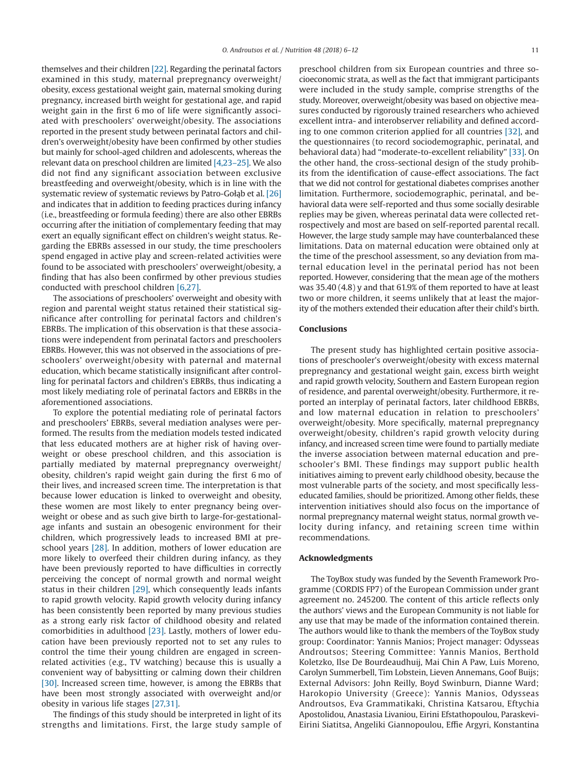themselves and their children [22]. Regarding the perinatal factors examined in this study, maternal prepregnancy overweight/obesity, excess gestational weight gain, maternal smoking during pregnancy, increased birth weight for gestational age, and rapid weight gain in the first 6 mo of life were significantly associated with preschoolers' overweight/obesity. The associations reported in the present study between perinatal factors and children's overweight/obesity have been confirmed by other studies but mainly for school-aged children and adolescents, whereas the relevant data on preschool children are limited [4,23–25]. We also did not find any significant association between exclusive breastfeeding and overweight/obesity, which is in line with the systematic review of systematic reviews by Patro-Gołąb et al. [26] and indicates that in addition to feeding practices during infancy (i.e., breastfeeding or formula feeding) there are also other EBRBs occurring after the initiation of complementary feeding that may exert an equally significant effect on children's weight status. Regarding the EBRBs assessed in our study, the time preschoolers spend engaged in active play and screen-related activities were found to be associated with preschoolers' overweight/obesity, a finding that has also been confirmed by other previous studies conducted with preschool children [6,27].

The associations of preschoolers' overweight and obesity with region and parental weight status retained their statistical significance after controlling for perinatal factors and children's EBRBs. The implication of this observation is that these associations were independent from perinatal factors and preschoolers EBRBs. However, this was not observed in the associations of preschoolers' overweight/obesity with paternal and maternal education, which became statistically insignificant after controlling for perinatal factors and children's EBRBs, thus indicating a most likely mediating role of perinatal factors and EBRBs in the aforementioned associations.

To explore the potential mediating role of perinatal factors and preschoolers' EBRBs, several mediation analyses were performed. The results from the mediation models tested indicated that less educated mothers are at higher risk of having overweight or obese preschool children, and this association is partially mediated by maternal prepregnancy overweight/obesity, children's rapid weight gain during the first 6 mo of their lives, and increased screen time. The interpretation is that because lower education is linked to overweight and obesity, these women are most likely to enter pregnancy being overweight or obese and as such give birth to large-for-gestational-age infants and sustain an obesogenic environment for their children, which progressively leads to increased BMI at preschool years [28]. In addition, mothers of lower education are more likely to overfeed their children during infancy, as they have been previously reported to have difficulties in correctly perceiving the concept of normal growth and normal weight status in their children [29], which consequently leads infants to rapid growth velocity. Rapid growth velocity during infancy has been consistently been reported by many previous studies as a strong early risk factor of childhood obesity and related comorbidities in adulthood [23]. Lastly, mothers of lower education have been previously reported not to set any rules to control the time their young children are engaged in screen-related activities (e.g., TV watching) because this is usually a convenient way of babysitting or calming down their children [30]. Increased screen time, however, is among the EBRBs that have been most strongly associated with overweight and/or obesity in various life stages [27,31].

The findings of this study should be interpreted in light of its strengths and limitations. First, the large study sample of preschool children from six European countries and three socioeconomic strata, as well as the fact that immigrant participants were included in the study sample, comprise strengths of the study. Moreover, overweight/obesity was based on objective measures conducted by rigorously trained researchers who achieved excellent intra- and interobserver reliability and defined according to one common criterion applied for all countries [32], and the questionnaires (to record sociodemographic, perinatal, and behavioral data) had "moderate-to-excellent reliability" [33]. On the other hand, the cross-sectional design of the study prohibits from the identification of cause-effect associations. The fact that we did not control for gestational diabetes comprises another limitation. Furthermore, sociodemographic, perinatal, and behavioral data were self-reported and thus some socially desirable replies may be given, whereas perinatal data were collected retrospectively and most are based on self-reported parental recall. However, the large study sample may have counterbalanced these limitations. Data on maternal education were obtained only at the time of the preschool assessment, so any deviation from maternal education level in the perinatal period has not been reported. However, considering that the mean age of the mothers was 35.40 (4.8) y and that 61.9% of them reported to have at least two or more children, it seems unlikely that at least the majority of the mothers extended their education after their child's birth.

## Conclusions

The present study has highlighted certain positive associations of preschooler's overweight/obesity with excess maternal prepregnancy and gestational weight gain, excess birth weight and rapid growth velocity, Southern and Eastern European region of residence, and parental overweight/obesity. Furthermore, it reported an interplay of perinatal factors, later childhood EBRBs, and low maternal education in relation to preschoolers' overweight/obesity. More specifically, maternal prepregnancy overweight/obesity, children's rapid growth velocity during infancy, and increased screen time were found to partially mediate the inverse association between maternal education and preschooler's BMI. These findings may support public health initiatives aiming to prevent early childhood obesity, because the most vulnerable parts of the society, and most specifically less-educated families, should be prioritized. Among other fields, these intervention initiatives should also focus on the importance of normal prepregnancy maternal weight status, normal growth velocity during infancy, and retaining screen time within recommendations.

## Acknowledgments

The ToyBox study was funded by the Seventh Framework Programme (CORDIS FP7) of the European Commission under grant agreement no. 245200. The content of this article reflects only the authors' views and the European Community is not liable for any use that may be made of the information contained therein. The authors would like to thank the members of the ToyBox study group: Coordinator: Yannis Manios; Project manager: Odysseas Androutsos; Steering Committee: Yannis Manios, Berthold Koletzko, Ilse De Bourdeaudhuij, Mai Chin A Paw, Luis Moreno, Carolyn Summerbell, Tim Lobstein, Lieven Annemans, Goof Buijs; External Advisors: John Reilly, Boyd Swinburn, Dianne Ward; Harokopio University (Greece): Yannis Manios, Odysseas Androutsos, Eva Grammatikaki, Christina Katsarou, Eftychia Apostolidou, Anastasia Livaniou, Eirini Efstathopoulou, Paraskevi-Eirini Siatitsa, Angeliki Giannopoulou, Effie Argyri, Konstantina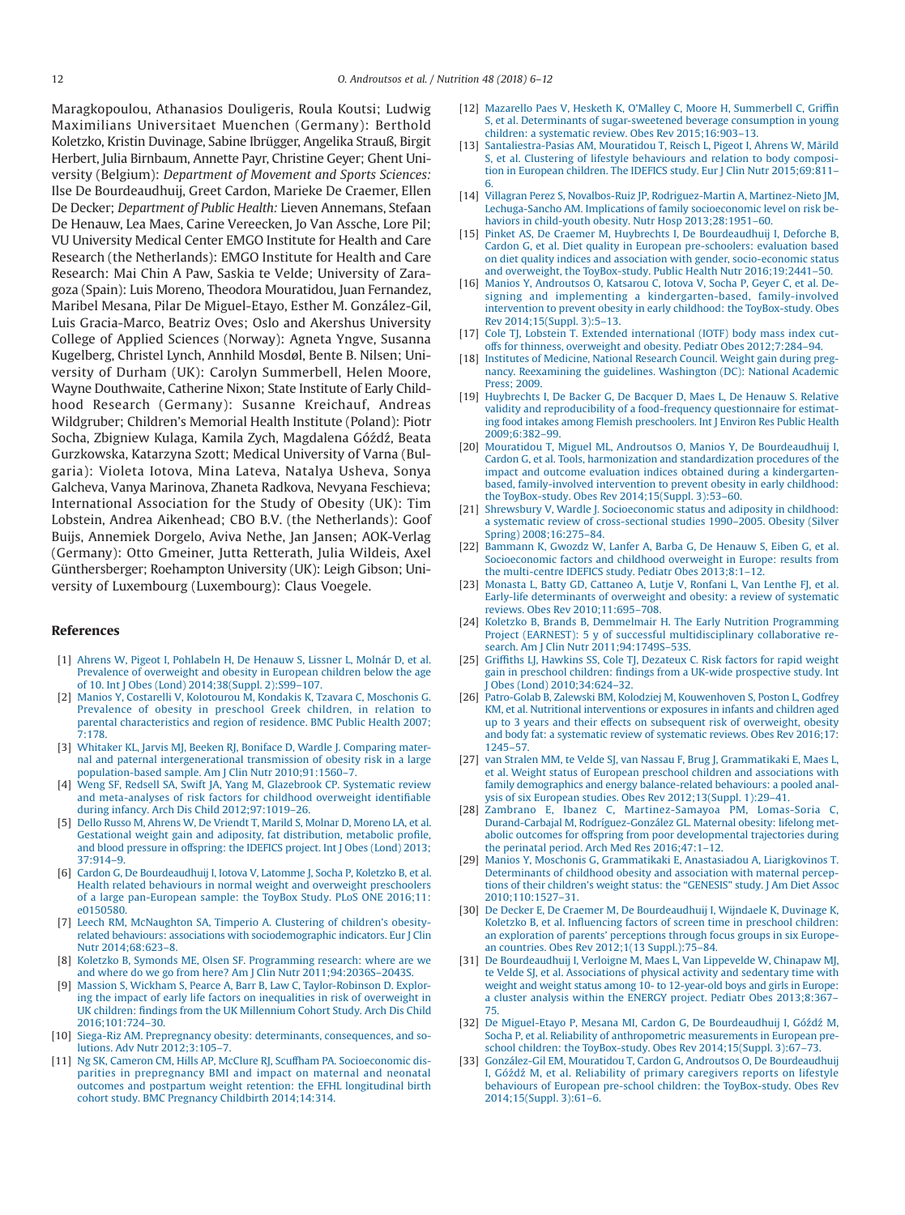Maragkopoulou, Athanasios Douligeris, Roula Koutsi; Ludwig Maximilians Universitaet Muenchen (Germany): Berthold Koletzko, Kristin Duvinage, Sabine Ibrügger, Angelika Strauß, Birgit Herbert, Julia Birnbaum, Annette Payr, Christine Geyer; Ghent University (Belgium): *Department of Movement and Sports Sciences:* Ilse De Bourdeaudhuij, Greet Cardon, Marieke De Craemer, Ellen De Decker; *Department of Public Health:* Lieven Annemans, Stefaan De Henauw, Lea Maes, Carine Vereecken, Jo Van Assche, Lore Pil; VU University Medical Center EMGO Institute for Health and Care Research (the Netherlands): EMGO Institute for Health and Care Research: Mai Chin A Paw, Saskia te Velde; University of Zaragoza (Spain): Luis Moreno, Theodora Mouratidou, Juan Fernandez, Maribel Mesana, Pilar De Miguel-Etayo, Esther M. González-Gil, Luis Gracia-Marco, Beatriz Oves; Oslo and Akershus University College of Applied Sciences (Norway): Agneta Yngve, Susanna Kugelberg, Christel Lynch, Annhild Mosdøl, Bente B. Nilsen; University of Durham (UK): Carolyn Summerbell, Helen Moore, Wayne Douthwaite, Catherine Nixon; State Institute of Early Childhood Research (Germany): Susanne Kreichauf, Andreas Wildgruber; Children's Memorial Health Institute (Poland): Piotr Socha, Zbigniew Kulaga, Kamila Zych, Magdalena Góźdź, Beata Gurzkowska, Katarzyna Szott; Medical University of Varna (Bulgaria): Violeta Iotova, Mina Lateva, Natalya Usheva, Sonya Galcheva, Vanya Marinova, Zhaneta Radkova, Nevyana Feschieva; International Association for the Study of Obesity (UK): Tim Lobstein, Andrea Aikenhead; CBO B.V. (the Netherlands): Goof Buijs, Annemiek Dorgelo, Aviva Nethe, Jan Jansen; AOK-Verlag (Germany): Otto Gmeiner, Jutta Retterath, Julia Wildeis, Axel Günthersberger; Roehampton University (UK): Leigh Gibson; University of Luxembourg (Luxembourg): Claus Voegele.

## References

[1] Ahrens W, Pigeot I, Pohlabeln H, De Henauw S, Lissner L, Molnár D, et al. Prevalence of overweight and obesity in European children below the age of 10. Int J Obes (Lond) 2014;38(Suppl. 2):S99–107.

[2] Manios Y, Costarelli V, Kolotourou M, Kondakis K, Tzavara C, Moschonis G. Prevalence of obesity in preschool Greek children, in relation to parental characteristics and region of residence. BMC Public Health 2007; 7:178.

[3] Whitaker KL, Jarvis MJ, Beeken RJ, Boniface D, Wardle J. Comparing maternal and paternal intergenerational transmission of obesity risk in a large population-based sample. Am J Clin Nutr 2010;91:1560–7.

[4] Weng SF, Redsell SA, Swift JA, Yang M, Glazebrook CP. Systematic review and meta-analyses of risk factors for childhood overweight identifiable during infancy. Arch Dis Child 2012;97:1019–26.

[5] Dello Russo M, Ahrens W, De Vriendt T, Marild S, Molnar D, Moreno LA, et al. Gestational weight gain and adiposity, fat distribution, metabolic profile, and blood pressure in offspring: the IDEFICS project. Int J Obes (Lond) 2013; 37:914–9.

[6] Cardon G, De Bourdeaudhuij I, Iotova V, Latomme J, Socha P, Koletzko B, et al. Health related behaviours in normal weight and overweight preschoolers of a large pan-European sample: the ToyBox Study. PLoS ONE 2016;11: e0150580.

[7] Leech RM, McNaughton SA, Timperio A. Clustering of children's obesity-related behaviours: associations with sociodemographic indicators. Eur J Clin Nutr 2014;68:623–8.

[8] Koletzko B, Symonds ME, Olsen SF. Programming research: where are we and where do we go from here? Am J Clin Nutr 2011;94:2036S–2043S.

[9] Massion S, Wickham S, Pearce A, Barr B, Law C, Taylor-Robinson D. Exploring the impact of early life factors on inequalities in risk of overweight in UK children: findings from the UK Millennium Cohort Study. Arch Dis Child 2016;101:724–30.

[10] Siega-Riz AM. Prepregnancy obesity: determinants, consequences, and solutions. Adv Nutr 2012;3:105–7.

[11] Ng SK, Cameron CM, Hills AP, McClure RJ, Scuffham PA. Socioeconomic disparities in prepregnancy BMI and impact on maternal and neonatal outcomes and postpartum weight retention: the EFHL longitudinal birth cohort study. BMC Pregnancy Childbirth 2014;14:314.

[12] Mazarello Paes V, Hesketh K, O'Malley C, Moore H, Summerbell C, Griffin S, et al. Determinants of sugar-sweetened beverage consumption in young children: a systematic review. Obes Rev 2015;16:903–13.

[13] Santaliestra-Pasias AM, Mouratidou T, Reisch L, Pigeot I, Ahrens W, Mårild S, et al. Clustering of lifestyle behaviours and relation to body composition in European children. The IDEFICS study. Eur J Clin Nutr 2015;69:811–6.

[14] Villagran Perez S, Novalbos-Ruiz JP, Rodriguez-Martin A, Martinez-Nieto JM, Lechuga-Sancho AM. Implications of family socioeconomic level on risk behaviors in child-youth obesity. Nutr Hosp 2013;28:1951–60.

[15] Pinket AS, De Craemer M, Huybrechts I, De Bourdeaudhuij I, Deforche B, Cardon G, et al. Diet quality in European pre-schoolers: evaluation based on diet quality indices and association with gender, socio-economic status and overweight, the ToyBox-study. Public Health Nutr 2016;19:2441–50.

[16] Manios Y, Androutsos O, Katsarou C, Iotova V, Socha P, Geyer C, et al. Designing and implementing a kindergarten-based, family-involved intervention to prevent obesity in early childhood: the ToyBox-study. Obes Rev 2014;15(Suppl. 3):5–13.

[17] Cole TJ, Lobstein T. Extended international (IOTF) body mass index cut-offs for thinness, overweight and obesity. Pediatr Obes 2012;7:284–94.

[18] Institutes of Medicine, National Research Council. Weight gain during pregnancy. Reexamining the guidelines. Washington (DC): National Academic Press; 2009.

[19] Huybrechts I, De Backer G, De Bacquer D, Maes L, De Henauw S. Relative validity and reproducibility of a food-frequency questionnaire for estimating food intakes among Flemish preschoolers. Int J Environ Res Public Health 2009;6:382–99.

[20] Mouratidou T, Miguel ML, Androutsos O, Manios Y, De Bourdeaudhuij I, Cardon G, et al. Tools, harmonization and standardization procedures of the impact and outcome evaluation indices obtained during a kindergarten-based, family-involved intervention to prevent obesity in early childhood: the ToyBox-study. Obes Rev 2014;15(Suppl. 3):53–60.

[21] Shrewsbury V, Wardle J. Socioeconomic status and adiposity in childhood: a systematic review of cross-sectional studies 1990–2005. Obesity (Silver Spring) 2008;16:275–84.

[22] Bammann K, Gwozdz W, Lanfer A, Barba G, De Henauw S, Eiben G, et al. Socioeconomic factors and childhood overweight in Europe: results from the multi-centre IDEFICS study. Pediatr Obes 2013;8:1–12.

[23] Monasta L, Batty GD, Cattaneo A, Lutje V, Ronfani L, Van Lenthe FJ, et al. Early-life determinants of overweight and obesity: a review of systematic reviews. Obes Rev 2010;11:695–708.

[24] Koletzko B, Brands B, Demmelmair H. The Early Nutrition Programming Project (EARNEST): 5 y of successful multidisciplinary collaborative research. Am J Clin Nutr 2011;94:1749S–53S.

[25] Griffiths LJ, Hawkins SS, Cole TJ, Dezateux C. Risk factors for rapid weight gain in preschool children: findings from a UK-wide prospective study. Int J Obes (Lond) 2010;34:624–32.

[26] Patro-Golab B, Zalewski BM, Kolodziej M, Kouwenhoven S, Poston L, Godfrey KM, et al. Nutritional interventions or exposures in infants and children aged up to 3 years and their effects on subsequent risk of overweight, obesity and body fat: a systematic review of systematic reviews. Obes Rev 2016;17: 1245–57.

[27] van Stralen MM, te Velde SJ, van Nassau F, Brug J, Grammatikaki E, Maes L, et al. Weight status of European preschool children and associations with family demographics and energy balance-related behaviours: a pooled analysis of six European studies. Obes Rev 2012;13(Suppl. 1):29–41.

[28] Zambrano E, Ibanez C, Martinez-Samayoa PM, Lomas-Soria C, Durand-Carbajal M, Rodríguez-González GL. Maternal obesity: lifelong metabolic outcomes for offspring from poor developmental trajectories during the perinatal period. Arch Med Res 2016;47:1–12.

[29] Manios Y, Moschonis G, Grammatikaki E, Anastasiadou A, Liarigkovinos T. Determinants of childhood obesity and association with maternal perceptions of their children's weight status: the "GENESIS" study. J Am Diet Assoc 2010;110:1527–31.

[30] De Decker E, De Craemer M, De Bourdeaudhuij I, Wijndaele K, Duvinage K, Koletzko B, et al. Influencing factors of screen time in preschool children: an exploration of parents' perceptions through focus groups in six European countries. Obes Rev 2012;1(13 Suppl.):75–84.

[31] De Bourdeaudhuij I, Verloigne M, Maes L, Van Lippevelde W, Chinapaw MJ, te Velde SJ, et al. Associations of physical activity and sedentary time with weight and weight status among 10- to 12-year-old boys and girls in Europe: a cluster analysis within the ENERGY project. Pediatr Obes 2013;8:367–75.

[32] De Miguel-Etayo P, Mesana MI, Cardon G, De Bourdeaudhuij I, Góźdź M, Socha P, et al. Reliability of anthropometric measurements in European preschool children: the ToyBox-study. Obes Rev 2014;15(Suppl. 3):67–73.

[33] González-Gil EM, Mouratidou T, Cardon G, Androutsos O, De Bourdeaudhuij I, Góźdź M, et al. Reliability of primary caregivers reports on lifestyle behaviours of European pre-school children: the ToyBox-study. Obes Rev 2014;15(Suppl. 3):61–6.